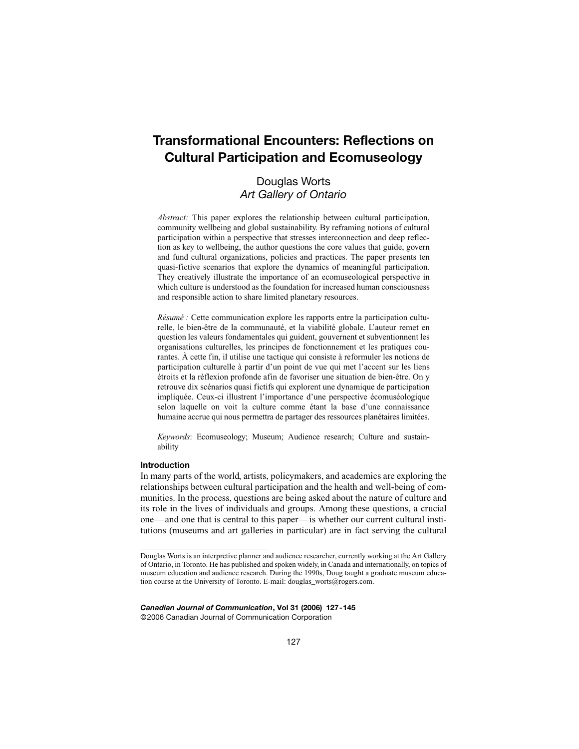# Transformational Encounters: Reflections on Cultural Participation and Ecomuseology

Douglas Worts
*Art Gallery of Ontario*

*Abstract:* This paper explores the relationship between cultural participation, community wellbeing and global sustainability. By reframing notions of cultural participation within a perspective that stresses interconnection and deep reflection as key to wellbeing, the author questions the core values that guide, govern and fund cultural organizations, policies and practices. The paper presents ten quasi-fictive scenarios that explore the dynamics of meaningful participation. They creatively illustrate the importance of an ecomuseological perspective in which culture is understood as the foundation for increased human consciousness and responsible action to share limited planetary resources.

*Résumé :* Cette communication explore les rapports entre la participation culturelle, le bien-être de la communauté, et la viabilité globale. L'auteur remet en question les valeurs fondamentales qui guident, gouvernent et subventionnent les organisations culturelles, les principes de fonctionnement et les pratiques courantes. À cette fin, il utilise une tactique qui consiste à reformuler les notions de participation culturelle à partir d'un point de vue qui met l'accent sur les liens étroits et la réflexion profonde afin de favoriser une situation de bien-être. On y retrouve dix scénarios quasi fictifs qui explorent une dynamique de participation impliquée. Ceux-ci illustrent l'importance d'une perspective écomuséologique selon laquelle on voit la culture comme étant la base d'une connaissance humaine accrue qui nous permettra de partager des ressources planétaires limitées.

*Keywords*: Ecomuseology; Museum; Audience research; Culture and sustainability

## Introduction

In many parts of the world, artists, policymakers, and academics are exploring the relationships between cultural participation and the health and well-being of communities. In the process, questions are being asked about the nature of culture and its role in the lives of individuals and groups. Among these questions, a crucial one—and one that is central to this paper—is whether our current cultural institutions (museums and art galleries in particular) are in fact serving the cultural

Douglas Worts is an interpretive planner and audience researcher, currently working at the Art Gallery of Ontario, in Toronto. He has published and spoken widely, in Canada and internationally, on topics of museum education and audience research. During the 1990s, Doug taught a graduate museum education course at the University of Toronto. E-mail: douglas_worts@rogers.com.

©2006 Canadian Journal of Communication Corporation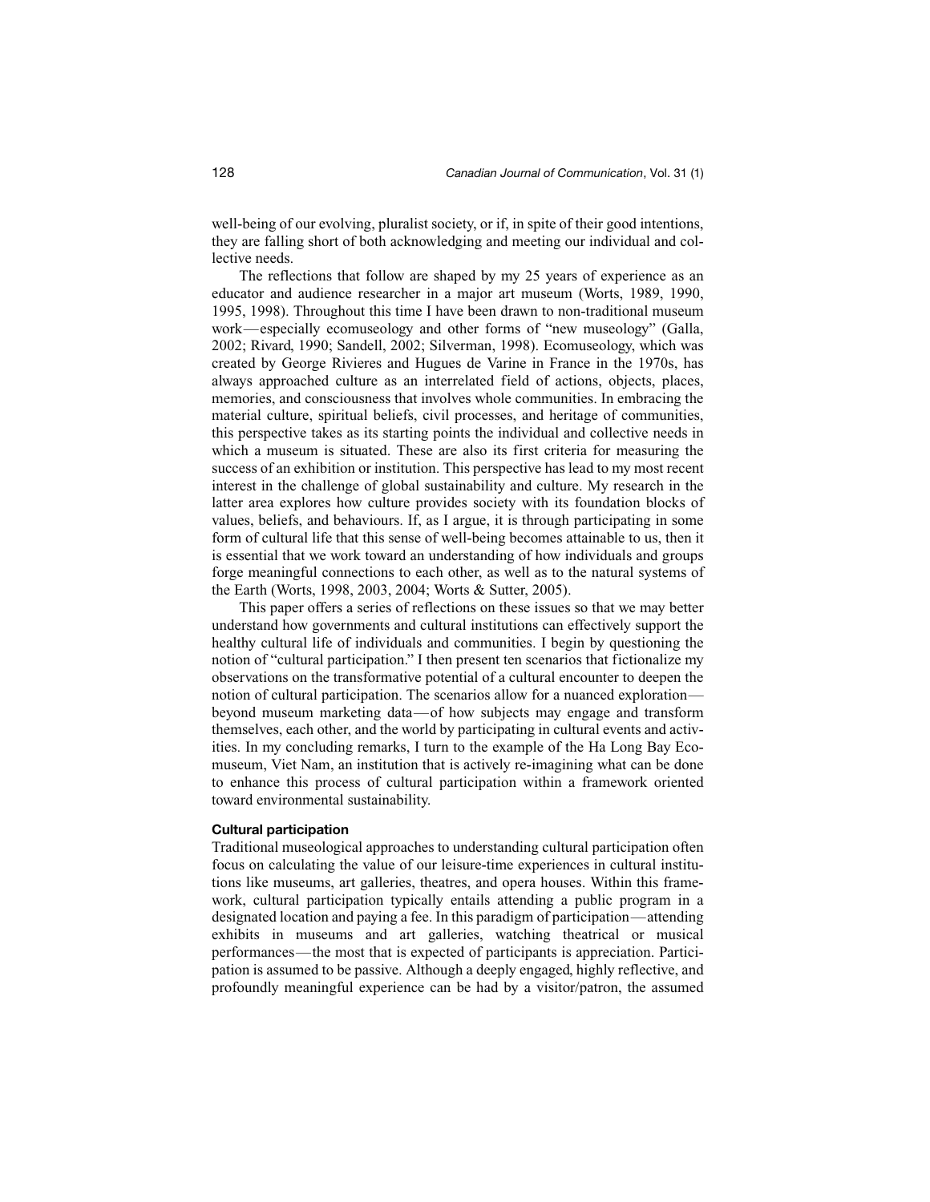well-being of our evolving, pluralist society, or if, in spite of their good intentions, they are falling short of both acknowledging and meeting our individual and collective needs.

The reflections that follow are shaped by my 25 years of experience as an educator and audience researcher in a major art museum (Worts, 1989, 1990, 1995, 1998). Throughout this time I have been drawn to non-traditional museum work—especially ecomuseology and other forms of "new museology" (Galla, 2002; Rivard, 1990; Sandell, 2002; Silverman, 1998). Ecomuseology, which was created by George Rivieres and Hugues de Varine in France in the 1970s, has always approached culture as an interrelated field of actions, objects, places, memories, and consciousness that involves whole communities. In embracing the material culture, spiritual beliefs, civil processes, and heritage of communities, this perspective takes as its starting points the individual and collective needs in which a museum is situated. These are also its first criteria for measuring the success of an exhibition or institution. This perspective has lead to my most recent interest in the challenge of global sustainability and culture. My research in the latter area explores how culture provides society with its foundation blocks of values, beliefs, and behaviours. If, as I argue, it is through participating in some form of cultural life that this sense of well-being becomes attainable to us, then it is essential that we work toward an understanding of how individuals and groups forge meaningful connections to each other, as well as to the natural systems of the Earth (Worts, 1998, 2003, 2004; Worts & Sutter, 2005).

This paper offers a series of reflections on these issues so that we may better understand how governments and cultural institutions can effectively support the healthy cultural life of individuals and communities. I begin by questioning the notion of "cultural participation." I then present ten scenarios that fictionalize my observations on the transformative potential of a cultural encounter to deepen the notion of cultural participation. The scenarios allow for a nuanced exploration—beyond museum marketing data—of how subjects may engage and transform themselves, each other, and the world by participating in cultural events and activities. In my concluding remarks, I turn to the example of the Ha Long Bay Ecomuseum, Viet Nam, an institution that is actively re-imagining what can be done to enhance this process of cultural participation within a framework oriented toward environmental sustainability.

#### Cultural participation

Traditional museological approaches to understanding cultural participation often focus on calculating the value of our leisure-time experiences in cultural institutions like museums, art galleries, theatres, and opera houses. Within this framework, cultural participation typically entails attending a public program in a designated location and paying a fee. In this paradigm of participation—attending exhibits in museums and art galleries, watching theatrical or musical performances—the most that is expected of participants is appreciation. Participation is assumed to be passive. Although a deeply engaged, highly reflective, and profoundly meaningful experience can be had by a visitor/patron, the assumed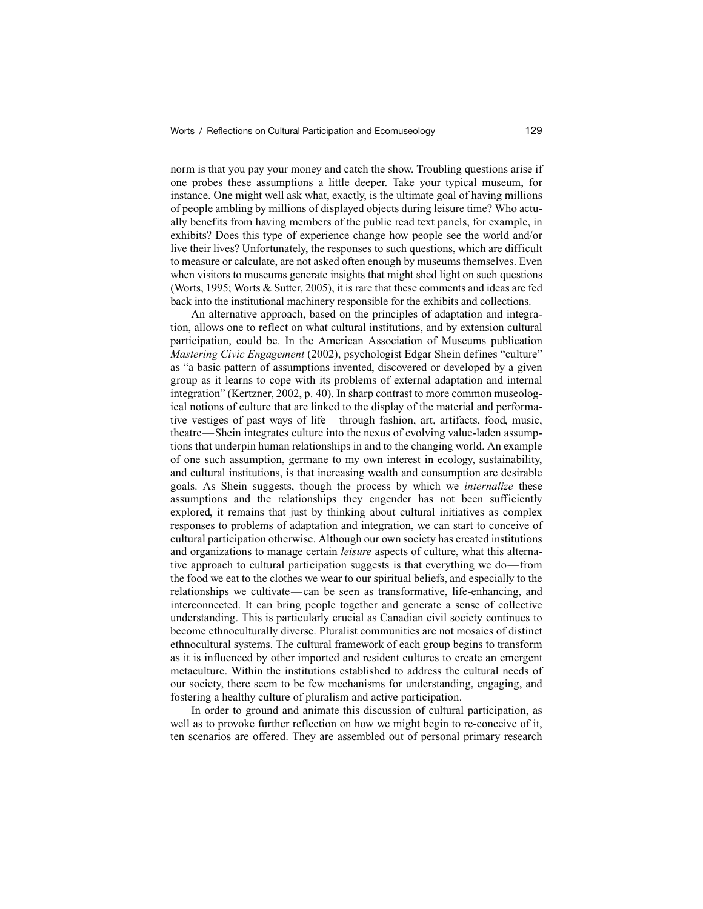norm is that you pay your money and catch the show. Troubling questions arise if one probes these assumptions a little deeper. Take your typical museum, for instance. One might well ask what, exactly, is the ultimate goal of having millions of people ambling by millions of displayed objects during leisure time? Who actually benefits from having members of the public read text panels, for example, in exhibits? Does this type of experience change how people see the world and/or live their lives? Unfortunately, the responses to such questions, which are difficult to measure or calculate, are not asked often enough by museums themselves. Even when visitors to museums generate insights that might shed light on such questions (Worts, 1995; Worts & Sutter, 2005), it is rare that these comments and ideas are fed back into the institutional machinery responsible for the exhibits and collections.

An alternative approach, based on the principles of adaptation and integration, allows one to reflect on what cultural institutions, and by extension cultural participation, could be. In the American Association of Museums publication *Mastering Civic Engagement* (2002), psychologist Edgar Shein defines "culture" as "a basic pattern of assumptions invented, discovered or developed by a given group as it learns to cope with its problems of external adaptation and internal integration" (Kertzner, 2002, p. 40). In sharp contrast to more common museological notions of culture that are linked to the display of the material and performative vestiges of past ways of life—through fashion, art, artifacts, food, music, theatre—Shein integrates culture into the nexus of evolving value-laden assumptions that underpin human relationships in and to the changing world. An example of one such assumption, germane to my own interest in ecology, sustainability, and cultural institutions, is that increasing wealth and consumption are desirable goals. As Shein suggests, though the process by which we *internalize* these assumptions and the relationships they engender has not been sufficiently explored, it remains that just by thinking about cultural initiatives as complex responses to problems of adaptation and integration, we can start to conceive of cultural participation otherwise. Although our own society has created institutions and organizations to manage certain *leisure* aspects of culture, what this alternative approach to cultural participation suggests is that everything we do—from the food we eat to the clothes we wear to our spiritual beliefs, and especially to the relationships we cultivate—can be seen as transformative, life-enhancing, and interconnected. It can bring people together and generate a sense of collective understanding. This is particularly crucial as Canadian civil society continues to become ethnoculturally diverse. Pluralist communities are not mosaics of distinct ethnocultural systems. The cultural framework of each group begins to transform as it is influenced by other imported and resident cultures to create an emergent metaculture. Within the institutions established to address the cultural needs of our society, there seem to be few mechanisms for understanding, engaging, and fostering a healthy culture of pluralism and active participation.

In order to ground and animate this discussion of cultural participation, as well as to provoke further reflection on how we might begin to re-conceive of it, ten scenarios are offered. They are assembled out of personal primary research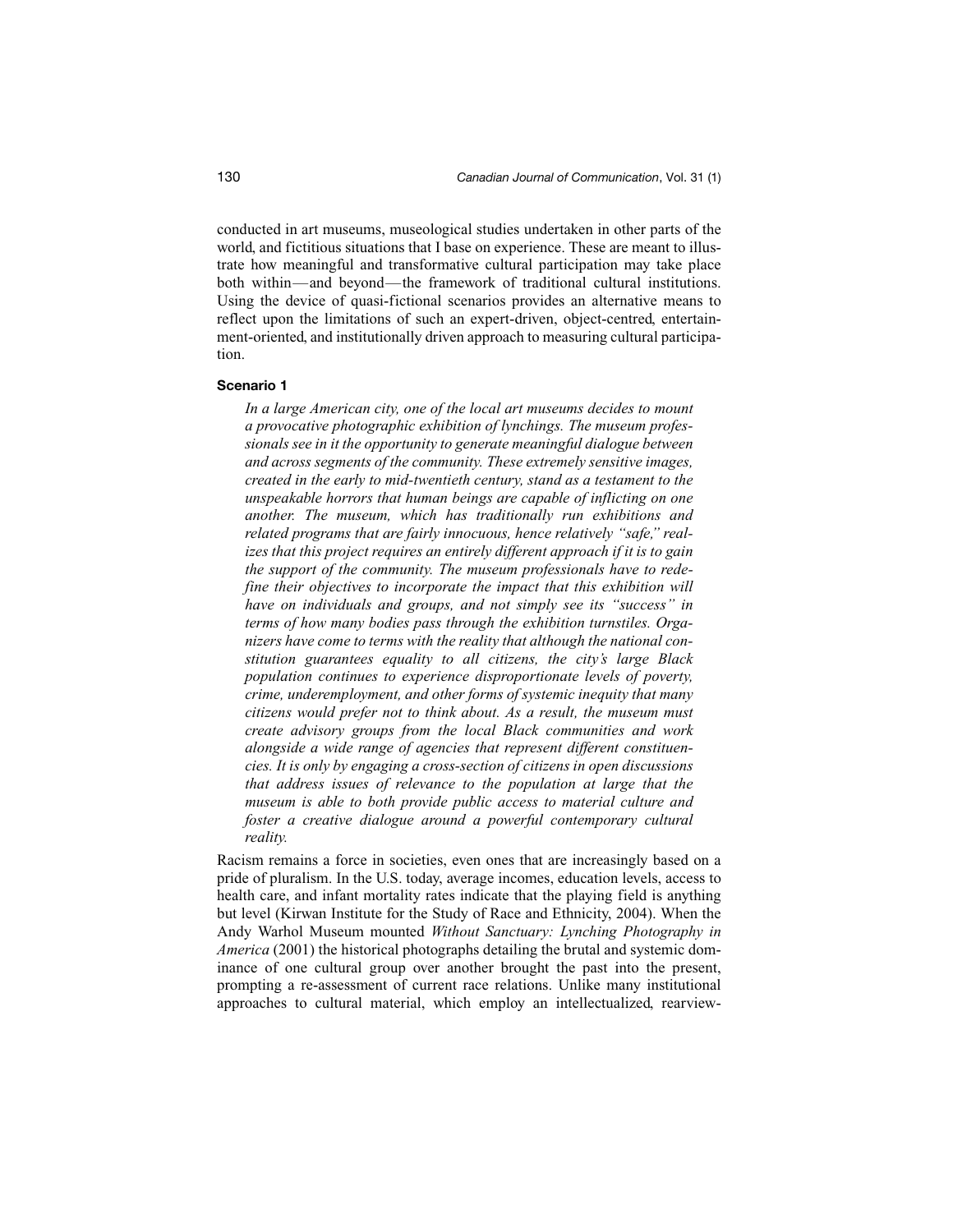conducted in art museums, museological studies undertaken in other parts of the world, and fictitious situations that I base on experience. These are meant to illustrate how meaningful and transformative cultural participation may take place both within—and beyond—the framework of traditional cultural institutions. Using the device of quasi-fictional scenarios provides an alternative means to reflect upon the limitations of such an expert-driven, object-centred, entertainment-oriented, and institutionally driven approach to measuring cultural participation.

### Scenario 1

> *In a large American city, one of the local art museums decides to mount a provocative photographic exhibition of lynchings. The museum professionals see in it the opportunity to generate meaningful dialogue between and across segments of the community. These extremely sensitive images, created in the early to mid-twentieth century, stand as a testament to the unspeakable horrors that human beings are capable of inflicting on one another. The museum, which has traditionally run exhibitions and related programs that are fairly innocuous, hence relatively "safe," realizes that this project requires an entirely different approach if it is to gain the support of the community. The museum professionals have to redefine their objectives to incorporate the impact that this exhibition will have on individuals and groups, and not simply see its "success" in terms of how many bodies pass through the exhibition turnstiles. Organizers have come to terms with the reality that although the national constitution guarantees equality to all citizens, the city's large Black population continues to experience disproportionate levels of poverty, crime, underemployment, and other forms of systemic inequity that many citizens would prefer not to think about. As a result, the museum must create advisory groups from the local Black communities and work alongside a wide range of agencies that represent different constituencies. It is only by engaging a cross-section of citizens in open discussions that address issues of relevance to the population at large that the museum is able to both provide public access to material culture and foster a creative dialogue around a powerful contemporary cultural reality.*

Racism remains a force in societies, even ones that are increasingly based on a pride of pluralism. In the U.S. today, average incomes, education levels, access to health care, and infant mortality rates indicate that the playing field is anything but level (Kirwan Institute for the Study of Race and Ethnicity, 2004). When the Andy Warhol Museum mounted *Without Sanctuary: Lynching Photography in America* (2001) the historical photographs detailing the brutal and systemic dominance of one cultural group over another brought the past into the present, prompting a re-assessment of current race relations. Unlike many institutional approaches to cultural material, which employ an intellectualized, rearview-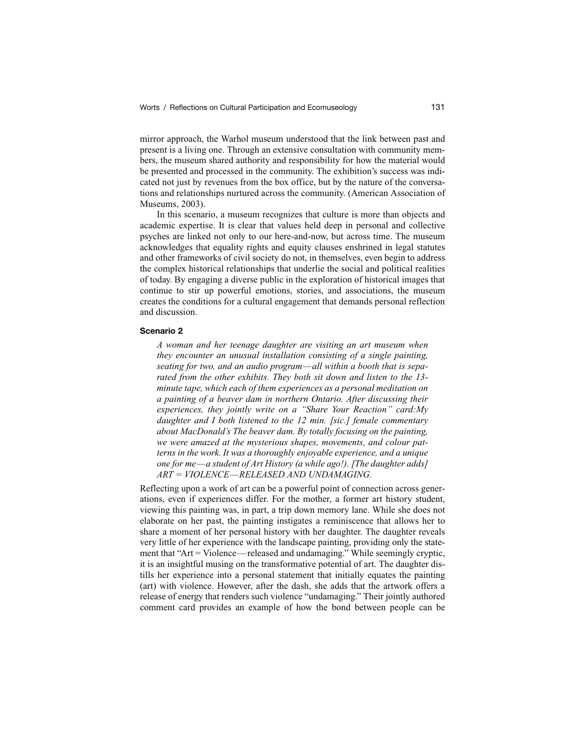mirror approach, the Warhol museum understood that the link between past and present is a living one. Through an extensive consultation with community members, the museum shared authority and responsibility for how the material would be presented and processed in the community. The exhibition's success was indicated not just by revenues from the box office, but by the nature of the conversations and relationships nurtured across the community. (American Association of Museums, 2003).

In this scenario, a museum recognizes that culture is more than objects and academic expertise. It is clear that values held deep in personal and collective psyches are linked not only to our here-and-now, but across time. The museum acknowledges that equality rights and equity clauses enshrined in legal statutes and other frameworks of civil society do not, in themselves, even begin to address the complex historical relationships that underlie the social and political realities of today. By engaging a diverse public in the exploration of historical images that continue to stir up powerful emotions, stories, and associations, the museum creates the conditions for a cultural engagement that demands personal reflection and discussion.

#### Scenario 2

> *A woman and her teenage daughter are visiting an art museum when they encounter an unusual installation consisting of a single painting, seating for two, and an audio program—all within a booth that is separated from the other exhibits. They both sit down and listen to the 13-minute tape, which each of them experiences as a personal meditation on a painting of a beaver dam in northern Ontario. After discussing their experiences, they jointly write on a "Share Your Reaction" card:My daughter and I both listened to the 12 min. [sic.] female commentary about MacDonald's The beaver dam. By totally focusing on the painting, we were amazed at the mysterious shapes, movements, and colour patterns in the work. It was a thoroughly enjoyable experience, and a unique one for me—a student of Art History (a while ago!). [The daughter adds] ART = VIOLENCE—RELEASED AND UNDAMAGING.*

Reflecting upon a work of art can be a powerful point of connection across generations, even if experiences differ. For the mother, a former art history student, viewing this painting was, in part, a trip down memory lane. While she does not elaborate on her past, the painting instigates a reminiscence that allows her to share a moment of her personal history with her daughter. The daughter reveals very little of her experience with the landscape painting, providing only the statement that "Art = Violence—released and undamaging." While seemingly cryptic, it is an insightful musing on the transformative potential of art. The daughter distills her experience into a personal statement that initially equates the painting (art) with violence. However, after the dash, she adds that the artwork offers a release of energy that renders such violence "undamaging." Their jointly authored comment card provides an example of how the bond between people can be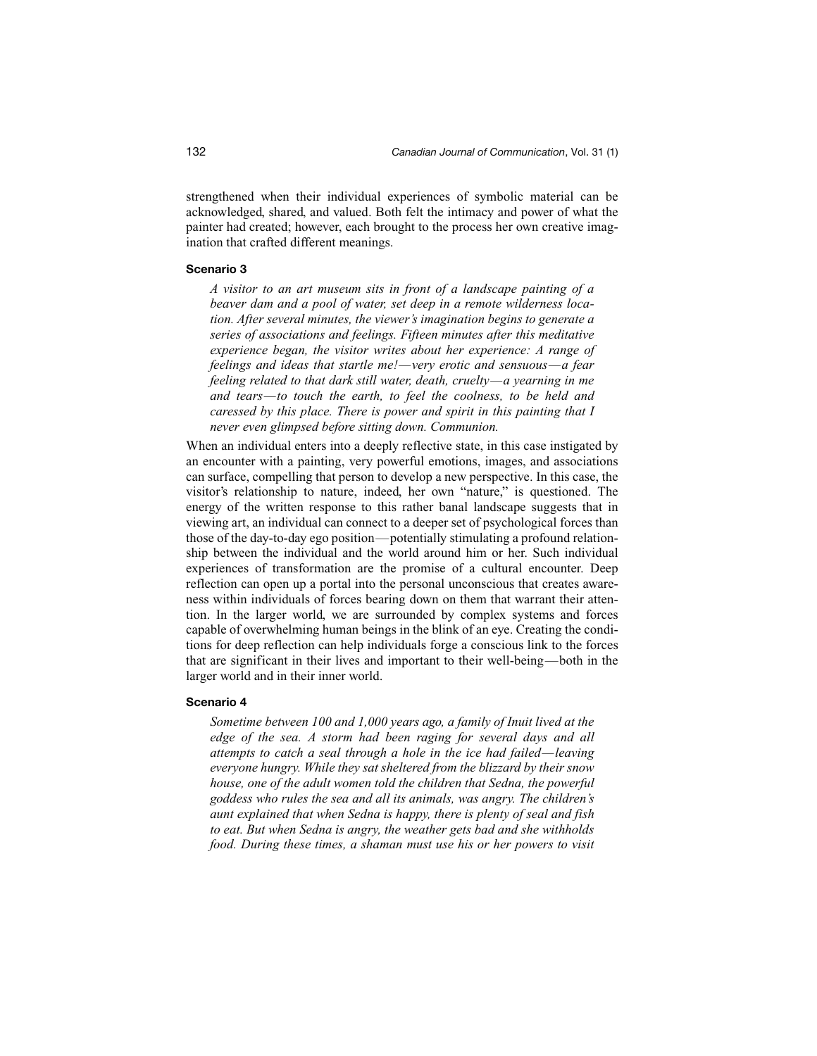strengthened when their individual experiences of symbolic material can be acknowledged, shared, and valued. Both felt the intimacy and power of what the painter had created; however, each brought to the process her own creative imagination that crafted different meanings.

### Scenario 3

> *A visitor to an art museum sits in front of a landscape painting of a beaver dam and a pool of water, set deep in a remote wilderness location. After several minutes, the viewer's imagination begins to generate a series of associations and feelings. Fifteen minutes after this meditative experience began, the visitor writes about her experience: A range of feelings and ideas that startle me!—very erotic and sensuous—a fear feeling related to that dark still water, death, cruelty—a yearning in me and tears—to touch the earth, to feel the coolness, to be held and caressed by this place. There is power and spirit in this painting that I never even glimpsed before sitting down. Communion.*

When an individual enters into a deeply reflective state, in this case instigated by an encounter with a painting, very powerful emotions, images, and associations can surface, compelling that person to develop a new perspective. In this case, the visitor's relationship to nature, indeed, her own "nature," is questioned. The energy of the written response to this rather banal landscape suggests that in viewing art, an individual can connect to a deeper set of psychological forces than those of the day-to-day ego position—potentially stimulating a profound relationship between the individual and the world around him or her. Such individual experiences of transformation are the promise of a cultural encounter. Deep reflection can open up a portal into the personal unconscious that creates awareness within individuals of forces bearing down on them that warrant their attention. In the larger world, we are surrounded by complex systems and forces capable of overwhelming human beings in the blink of an eye. Creating the conditions for deep reflection can help individuals forge a conscious link to the forces that are significant in their lives and important to their well-being—both in the larger world and in their inner world.

### Scenario 4

> *Sometime between 100 and 1,000 years ago, a family of Inuit lived at the edge of the sea. A storm had been raging for several days and all attempts to catch a seal through a hole in the ice had failed—leaving everyone hungry. While they sat sheltered from the blizzard by their snow house, one of the adult women told the children that Sedna, the powerful goddess who rules the sea and all its animals, was angry. The children's aunt explained that when Sedna is happy, there is plenty of seal and fish to eat. But when Sedna is angry, the weather gets bad and she withholds food. During these times, a shaman must use his or her powers to visit*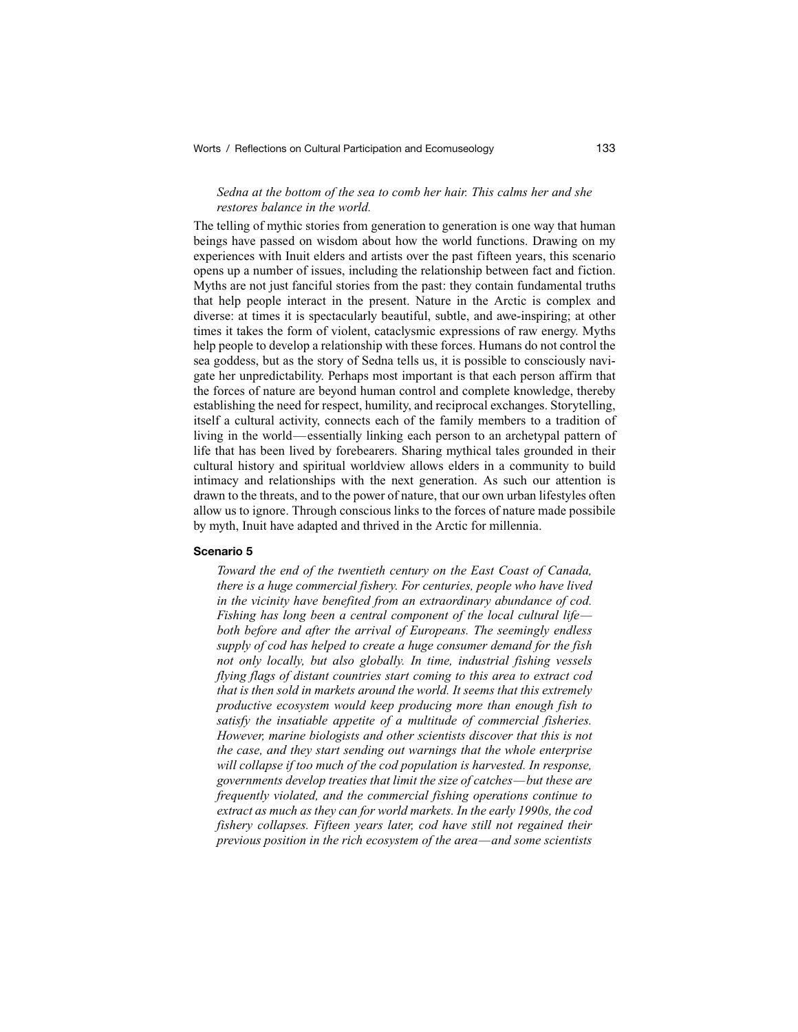*Sedna at the bottom of the sea to comb her hair. This calms her and she restores balance in the world.*

The telling of mythic stories from generation to generation is one way that human beings have passed on wisdom about how the world functions. Drawing on my experiences with Inuit elders and artists over the past fifteen years, this scenario opens up a number of issues, including the relationship between fact and fiction. Myths are not just fanciful stories from the past: they contain fundamental truths that help people interact in the present. Nature in the Arctic is complex and diverse: at times it is spectacularly beautiful, subtle, and awe-inspiring; at other times it takes the form of violent, cataclysmic expressions of raw energy. Myths help people to develop a relationship with these forces. Humans do not control the sea goddess, but as the story of Sedna tells us, it is possible to consciously navigate her unpredictability. Perhaps most important is that each person affirm that the forces of nature are beyond human control and complete knowledge, thereby establishing the need for respect, humility, and reciprocal exchanges. Storytelling, itself a cultural activity, connects each of the family members to a tradition of living in the world—essentially linking each person to an archetypal pattern of life that has been lived by forebearers. Sharing mythical tales grounded in their cultural history and spiritual worldview allows elders in a community to build intimacy and relationships with the next generation. As such our attention is drawn to the threats, and to the power of nature, that our own urban lifestyles often allow us to ignore. Through conscious links to the forces of nature made possibile by myth, Inuit have adapted and thrived in the Arctic for millennia.

#### Scenario 5

*Toward the end of the twentieth century on the East Coast of Canada, there is a huge commercial fishery. For centuries, people who have lived in the vicinity have benefited from an extraordinary abundance of cod. Fishing has long been a central component of the local cultural life—both before and after the arrival of Europeans. The seemingly endless supply of cod has helped to create a huge consumer demand for the fish not only locally, but also globally. In time, industrial fishing vessels flying flags of distant countries start coming to this area to extract cod that is then sold in markets around the world. It seems that this extremely productive ecosystem would keep producing more than enough fish to satisfy the insatiable appetite of a multitude of commercial fisheries. However, marine biologists and other scientists discover that this is not the case, and they start sending out warnings that the whole enterprise will collapse if too much of the cod population is harvested. In response, governments develop treaties that limit the size of catches—but these are frequently violated, and the commercial fishing operations continue to extract as much as they can for world markets. In the early 1990s, the cod fishery collapses. Fifteen years later, cod have still not regained their previous position in the rich ecosystem of the area—and some scientists*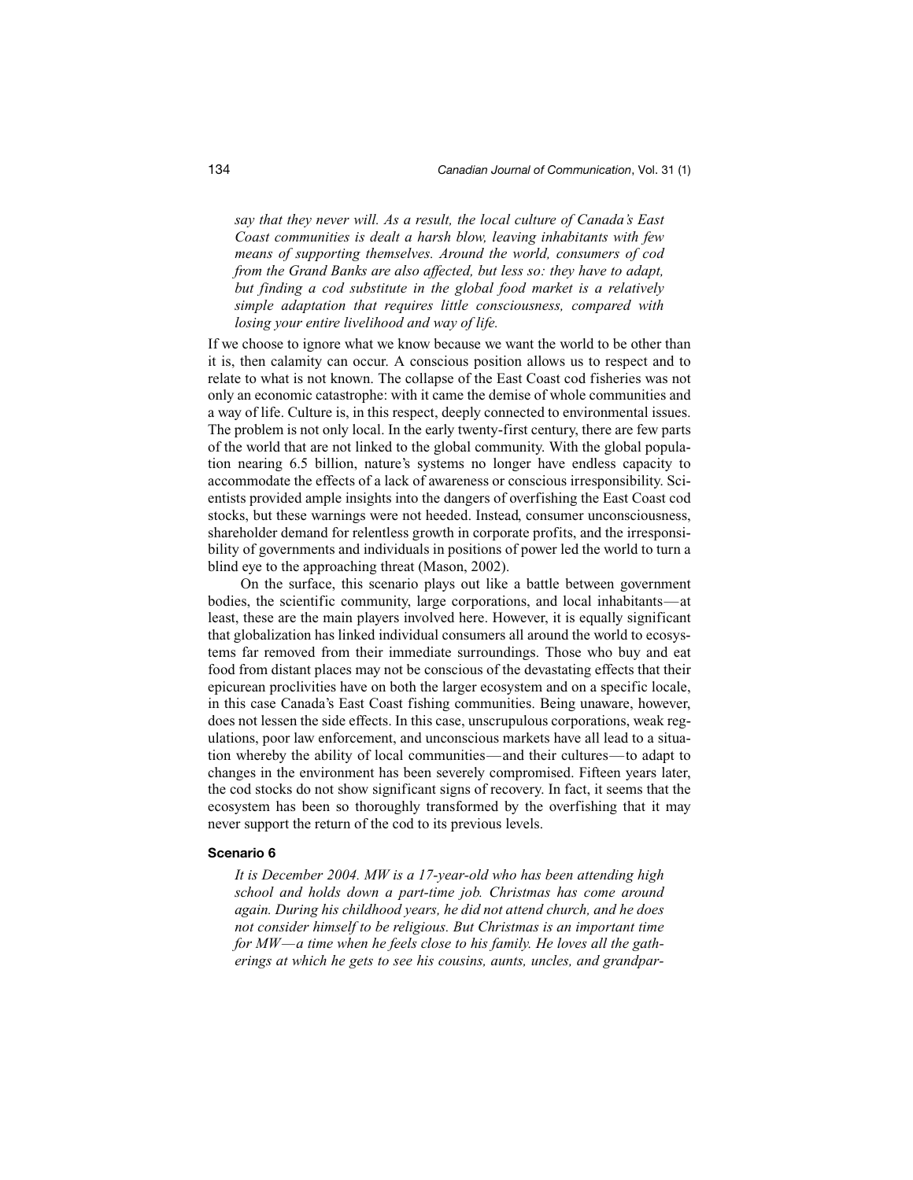*say that they never will. As a result, the local culture of Canada's East Coast communities is dealt a harsh blow, leaving inhabitants with few means of supporting themselves. Around the world, consumers of cod from the Grand Banks are also affected, but less so: they have to adapt, but finding a cod substitute in the global food market is a relatively simple adaptation that requires little consciousness, compared with losing your entire livelihood and way of life.*

If we choose to ignore what we know because we want the world to be other than it is, then calamity can occur. A conscious position allows us to respect and to relate to what is not known. The collapse of the East Coast cod fisheries was not only an economic catastrophe: with it came the demise of whole communities and a way of life. Culture is, in this respect, deeply connected to environmental issues. The problem is not only local. In the early twenty-first century, there are few parts of the world that are not linked to the global community. With the global population nearing 6.5 billion, nature's systems no longer have endless capacity to accommodate the effects of a lack of awareness or conscious irresponsibility. Scientists provided ample insights into the dangers of overfishing the East Coast cod stocks, but these warnings were not heeded. Instead, consumer unconsciousness, shareholder demand for relentless growth in corporate profits, and the irresponsibility of governments and individuals in positions of power led the world to turn a blind eye to the approaching threat (Mason, 2002).

On the surface, this scenario plays out like a battle between government bodies, the scientific community, large corporations, and local inhabitants—at least, these are the main players involved here. However, it is equally significant that globalization has linked individual consumers all around the world to ecosystems far removed from their immediate surroundings. Those who buy and eat food from distant places may not be conscious of the devastating effects that their epicurean proclivities have on both the larger ecosystem and on a specific locale, in this case Canada's East Coast fishing communities. Being unaware, however, does not lessen the side effects. In this case, unscrupulous corporations, weak regulations, poor law enforcement, and unconscious markets have all lead to a situation whereby the ability of local communities—and their cultures—to adapt to changes in the environment has been severely compromised. Fifteen years later, the cod stocks do not show significant signs of recovery. In fact, it seems that the ecosystem has been so thoroughly transformed by the overfishing that it may never support the return of the cod to its previous levels.

### Scenario 6

*It is December 2004. MW is a 17-year-old who has been attending high school and holds down a part-time job. Christmas has come around again. During his childhood years, he did not attend church, and he does not consider himself to be religious. But Christmas is an important time for MW—a time when he feels close to his family. He loves all the gatherings at which he gets to see his cousins, aunts, uncles, and grandpar-*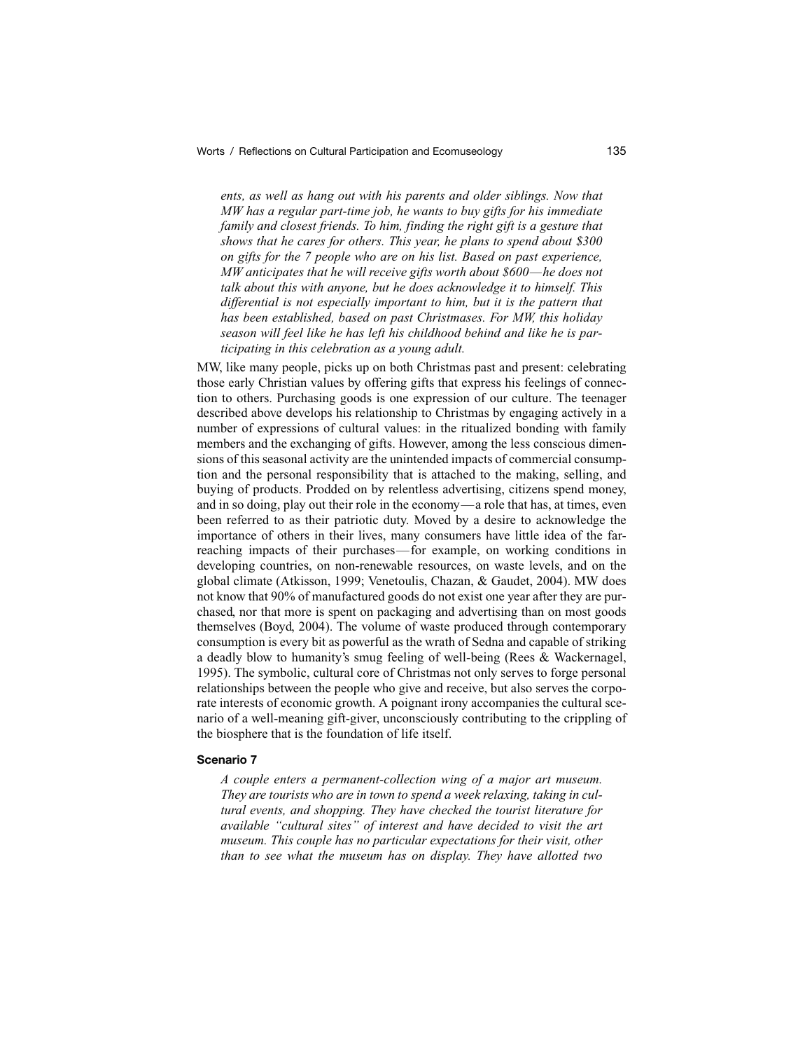*ents, as well as hang out with his parents and older siblings. Now that MW has a regular part-time job, he wants to buy gifts for his immediate family and closest friends. To him, finding the right gift is a gesture that shows that he cares for others. This year, he plans to spend about $300 on gifts for the 7 people who are on his list. Based on past experience, MW anticipates that he will receive gifts worth about $600—he does not talk about this with anyone, but he does acknowledge it to himself. This differential is not especially important to him, but it is the pattern that has been established, based on past Christmases. For MW, this holiday season will feel like he has left his childhood behind and like he is participating in this celebration as a young adult.*

MW, like many people, picks up on both Christmas past and present: celebrating those early Christian values by offering gifts that express his feelings of connection to others. Purchasing goods is one expression of our culture. The teenager described above develops his relationship to Christmas by engaging actively in a number of expressions of cultural values: in the ritualized bonding with family members and the exchanging of gifts. However, among the less conscious dimensions of this seasonal activity are the unintended impacts of commercial consumption and the personal responsibility that is attached to the making, selling, and buying of products. Prodded on by relentless advertising, citizens spend money, and in so doing, play out their role in the economy—a role that has, at times, even been referred to as their patriotic duty. Moved by a desire to acknowledge the importance of others in their lives, many consumers have little idea of the far-reaching impacts of their purchases—for example, on working conditions in developing countries, on non-renewable resources, on waste levels, and on the global climate (Atkisson, 1999; Venetoulis, Chazan, & Gaudet, 2004). MW does not know that 90% of manufactured goods do not exist one year after they are purchased, nor that more is spent on packaging and advertising than on most goods themselves (Boyd, 2004). The volume of waste produced through contemporary consumption is every bit as powerful as the wrath of Sedna and capable of striking a deadly blow to humanity's smug feeling of well-being (Rees & Wackernagel, 1995). The symbolic, cultural core of Christmas not only serves to forge personal relationships between the people who give and receive, but also serves the corporate interests of economic growth. A poignant irony accompanies the cultural scenario of a well-meaning gift-giver, unconsciously contributing to the crippling of the biosphere that is the foundation of life itself.

### Scenario 7

*A couple enters a permanent-collection wing of a major art museum. They are tourists who are in town to spend a week relaxing, taking in cultural events, and shopping. They have checked the tourist literature for available "cultural sites" of interest and have decided to visit the art museum. This couple has no particular expectations for their visit, other than to see what the museum has on display. They have allotted two*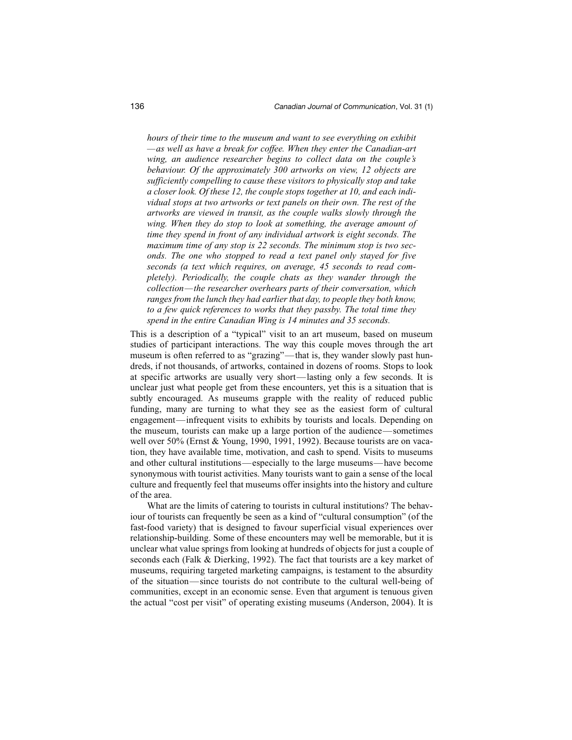*hours of their time to the museum and want to see everything on exhibit —as well as have a break for coffee. When they enter the Canadian-art wing, an audience researcher begins to collect data on the couple's behaviour. Of the approximately 300 artworks on view, 12 objects are sufficiently compelling to cause these visitors to physically stop and take a closer look. Of these 12, the couple stops together at 10, and each individual stops at two artworks or text panels on their own. The rest of the artworks are viewed in transit, as the couple walks slowly through the wing. When they do stop to look at something, the average amount of time they spend in front of any individual artwork is eight seconds. The maximum time of any stop is 22 seconds. The minimum stop is two seconds. The one who stopped to read a text panel only stayed for five seconds (a text which requires, on average, 45 seconds to read completely). Periodically, the couple chats as they wander through the collection—the researcher overhears parts of their conversation, which ranges from the lunch they had earlier that day, to people they both know, to a few quick references to works that they passby. The total time they spend in the entire Canadian Wing is 14 minutes and 35 seconds.*

This is a description of a "typical" visit to an art museum, based on museum studies of participant interactions. The way this couple moves through the art museum is often referred to as "grazing"—that is, they wander slowly past hundreds, if not thousands, of artworks, contained in dozens of rooms. Stops to look at specific artworks are usually very short—lasting only a few seconds. It is unclear just what people get from these encounters, yet this is a situation that is subtly encouraged. As museums grapple with the reality of reduced public funding, many are turning to what they see as the easiest form of cultural engagement—infrequent visits to exhibits by tourists and locals. Depending on the museum, tourists can make up a large portion of the audience—sometimes well over 50% (Ernst & Young, 1990, 1991, 1992). Because tourists are on vacation, they have available time, motivation, and cash to spend. Visits to museums and other cultural institutions—especially to the large museums—have become synonymous with tourist activities. Many tourists want to gain a sense of the local culture and frequently feel that museums offer insights into the history and culture of the area.

What are the limits of catering to tourists in cultural institutions? The behaviour of tourists can frequently be seen as a kind of "cultural consumption" (of the fast-food variety) that is designed to favour superficial visual experiences over relationship-building. Some of these encounters may well be memorable, but it is unclear what value springs from looking at hundreds of objects for just a couple of seconds each (Falk & Dierking, 1992). The fact that tourists are a key market of museums, requiring targeted marketing campaigns, is testament to the absurdity of the situation—since tourists do not contribute to the cultural well-being of communities, except in an economic sense. Even that argument is tenuous given the actual "cost per visit" of operating existing museums (Anderson, 2004). It is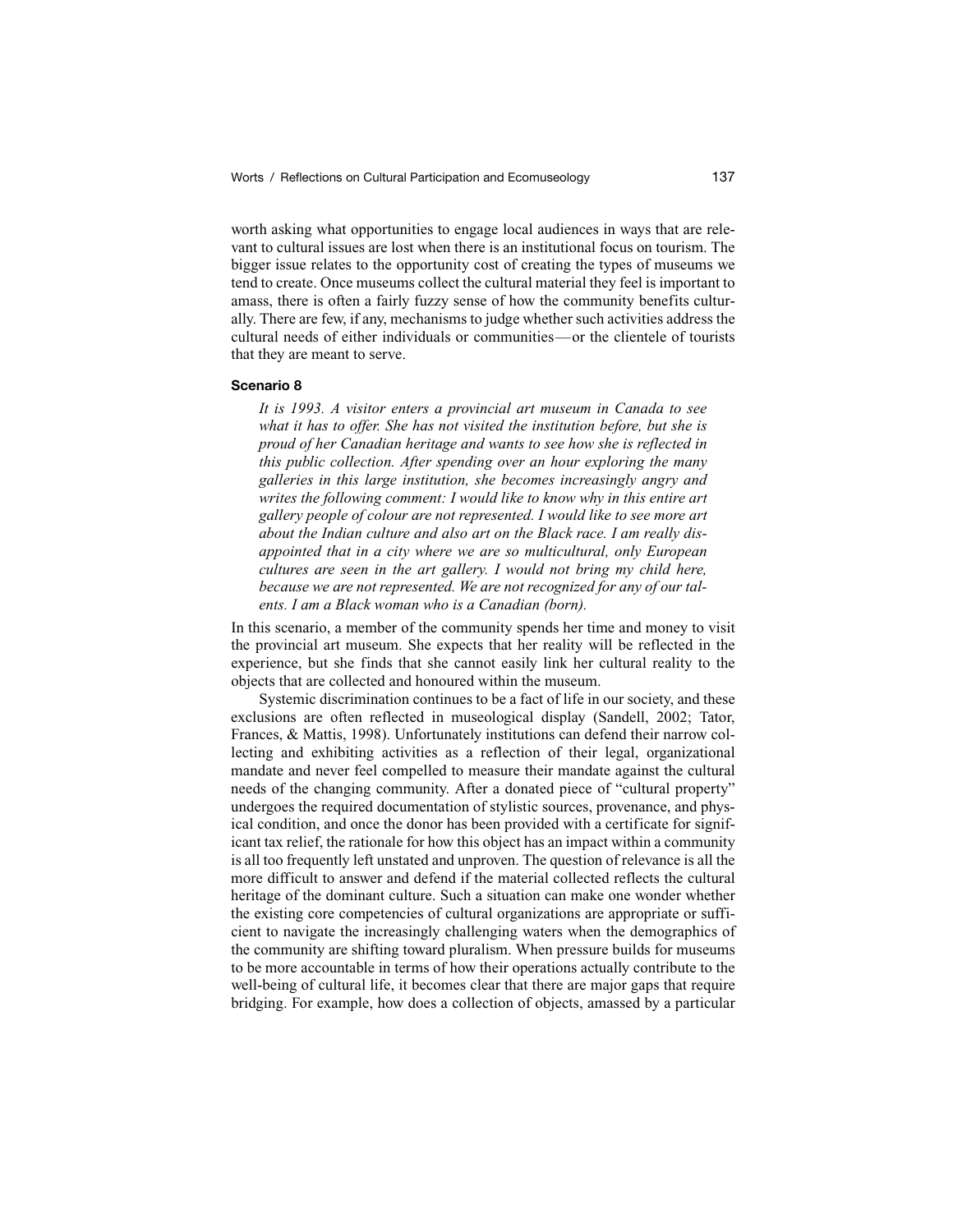worth asking what opportunities to engage local audiences in ways that are relevant to cultural issues are lost when there is an institutional focus on tourism. The bigger issue relates to the opportunity cost of creating the types of museums we tend to create. Once museums collect the cultural material they feel is important to amass, there is often a fairly fuzzy sense of how the community benefits culturally. There are few, if any, mechanisms to judge whether such activities address the cultural needs of either individuals or communities—or the clientele of tourists that they are meant to serve.

### Scenario 8

> *It is 1993. A visitor enters a provincial art museum in Canada to see what it has to offer. She has not visited the institution before, but she is proud of her Canadian heritage and wants to see how she is reflected in this public collection. After spending over an hour exploring the many galleries in this large institution, she becomes increasingly angry and writes the following comment: I would like to know why in this entire art gallery people of colour are not represented. I would like to see more art about the Indian culture and also art on the Black race. I am really disappointed that in a city where we are so multicultural, only European cultures are seen in the art gallery. I would not bring my child here, because we are not represented. We are not recognized for any of our talents. I am a Black woman who is a Canadian (born).*

In this scenario, a member of the community spends her time and money to visit the provincial art museum. She expects that her reality will be reflected in the experience, but she finds that she cannot easily link her cultural reality to the objects that are collected and honoured within the museum.

Systemic discrimination continues to be a fact of life in our society, and these exclusions are often reflected in museological display (Sandell, 2002; Tator, Frances, & Mattis, 1998). Unfortunately institutions can defend their narrow collecting and exhibiting activities as a reflection of their legal, organizational mandate and never feel compelled to measure their mandate against the cultural needs of the changing community. After a donated piece of "cultural property" undergoes the required documentation of stylistic sources, provenance, and physical condition, and once the donor has been provided with a certificate for significant tax relief, the rationale for how this object has an impact within a community is all too frequently left unstated and unproven. The question of relevance is all the more difficult to answer and defend if the material collected reflects the cultural heritage of the dominant culture. Such a situation can make one wonder whether the existing core competencies of cultural organizations are appropriate or sufficient to navigate the increasingly challenging waters when the demographics of the community are shifting toward pluralism. When pressure builds for museums to be more accountable in terms of how their operations actually contribute to the well-being of cultural life, it becomes clear that there are major gaps that require bridging. For example, how does a collection of objects, amassed by a particular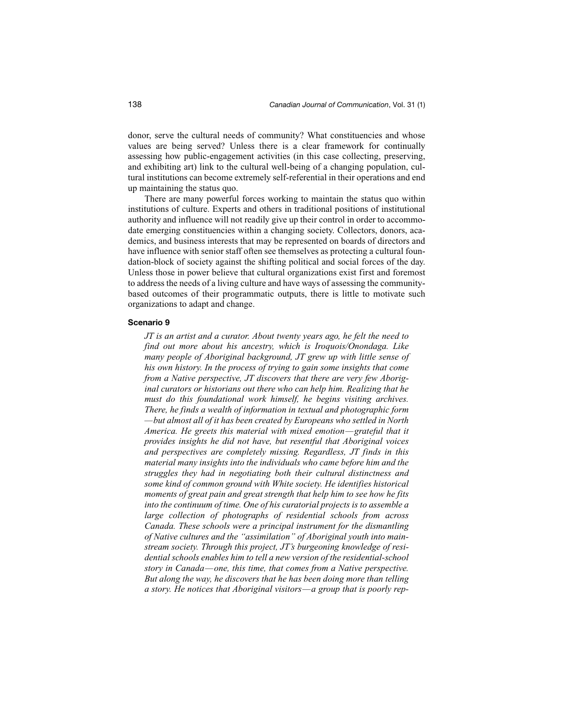donor, serve the cultural needs of community? What constituencies and whose values are being served? Unless there is a clear framework for continually assessing how public-engagement activities (in this case collecting, preserving, and exhibiting art) link to the cultural well-being of a changing population, cultural institutions can become extremely self-referential in their operations and end up maintaining the status quo.

There are many powerful forces working to maintain the status quo within institutions of culture. Experts and others in traditional positions of institutional authority and influence will not readily give up their control in order to accommodate emerging constituencies within a changing society. Collectors, donors, academics, and business interests that may be represented on boards of directors and have influence with senior staff often see themselves as protecting a cultural foundation-block of society against the shifting political and social forces of the day. Unless those in power believe that cultural organizations exist first and foremost to address the needs of a living culture and have ways of assessing the community-based outcomes of their programmatic outputs, there is little to motivate such organizations to adapt and change.

**Scenario 9**

> *JT is an artist and a curator. About twenty years ago, he felt the need to find out more about his ancestry, which is Iroquois/Onondaga. Like many people of Aboriginal background, JT grew up with little sense of his own history. In the process of trying to gain some insights that come from a Native perspective, JT discovers that there are very few Aboriginal curators or historians out there who can help him. Realizing that he must do this foundational work himself, he begins visiting archives. There, he finds a wealth of information in textual and photographic form —but almost all of it has been created by Europeans who settled in North America. He greets this material with mixed emotion—grateful that it provides insights he did not have, but resentful that Aboriginal voices and perspectives are completely missing. Regardless, JT finds in this material many insights into the individuals who came before him and the struggles they had in negotiating both their cultural distinctness and some kind of common ground with White society. He identifies historical moments of great pain and great strength that help him to see how he fits into the continuum of time. One of his curatorial projects is to assemble a large collection of photographs of residential schools from across Canada. These schools were a principal instrument for the dismantling of Native cultures and the "assimilation" of Aboriginal youth into mainstream society. Through this project, JT's burgeoning knowledge of residential schools enables him to tell a new version of the residential-school story in Canada—one, this time, that comes from a Native perspective. But along the way, he discovers that he has been doing more than telling a story. He notices that Aboriginal visitors—a group that is poorly rep-*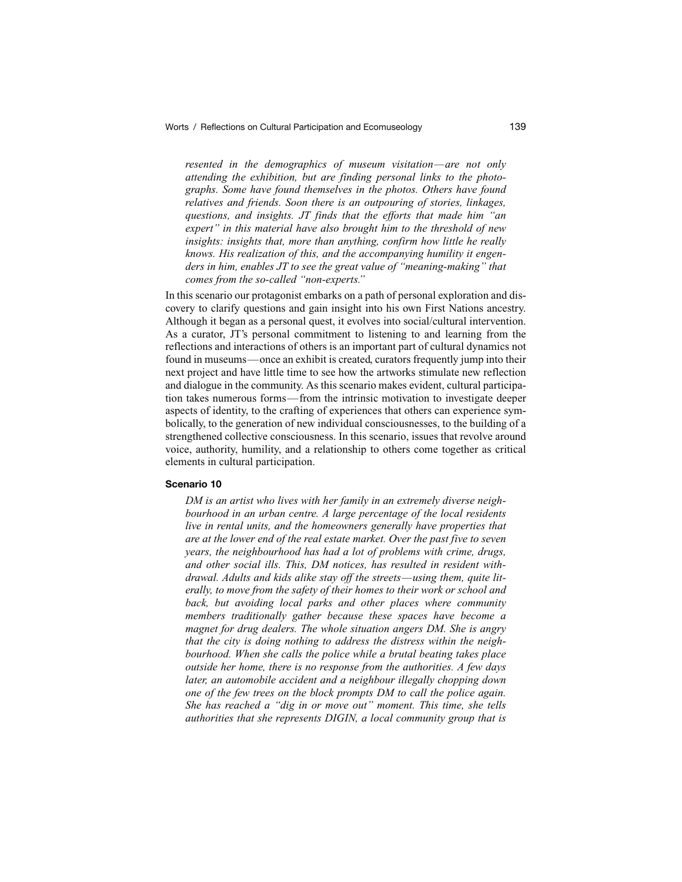*resented in the demographics of museum visitation—are not only attending the exhibition, but are finding personal links to the photographs. Some have found themselves in the photos. Others have found relatives and friends. Soon there is an outpouring of stories, linkages, questions, and insights. JT finds that the efforts that made him "an expert" in this material have also brought him to the threshold of new insights: insights that, more than anything, confirm how little he really knows. His realization of this, and the accompanying humility it engenders in him, enables JT to see the great value of "meaning-making" that comes from the so-called "non-experts."*

In this scenario our protagonist embarks on a path of personal exploration and discovery to clarify questions and gain insight into his own First Nations ancestry. Although it began as a personal quest, it evolves into social/cultural intervention. As a curator, JT's personal commitment to listening to and learning from the reflections and interactions of others is an important part of cultural dynamics not found in museums—once an exhibit is created, curators frequently jump into their next project and have little time to see how the artworks stimulate new reflection and dialogue in the community. As this scenario makes evident, cultural participation takes numerous forms—from the intrinsic motivation to investigate deeper aspects of identity, to the crafting of experiences that others can experience symbolically, to the generation of new individual consciousnesses, to the building of a strengthened collective consciousness. In this scenario, issues that revolve around voice, authority, humility, and a relationship to others come together as critical elements in cultural participation.

#### Scenario 10

*DM is an artist who lives with her family in an extremely diverse neighbourhood in an urban centre. A large percentage of the local residents live in rental units, and the homeowners generally have properties that are at the lower end of the real estate market. Over the past five to seven years, the neighbourhood has had a lot of problems with crime, drugs, and other social ills. This, DM notices, has resulted in resident withdrawal. Adults and kids alike stay off the streets—using them, quite literally, to move from the safety of their homes to their work or school and back, but avoiding local parks and other places where community members traditionally gather because these spaces have become a magnet for drug dealers. The whole situation angers DM. She is angry that the city is doing nothing to address the distress within the neighbourhood. When she calls the police while a brutal beating takes place outside her home, there is no response from the authorities. A few days later, an automobile accident and a neighbour illegally chopping down one of the few trees on the block prompts DM to call the police again. She has reached a "dig in or move out" moment. This time, she tells authorities that she represents DIGIN, a local community group that is*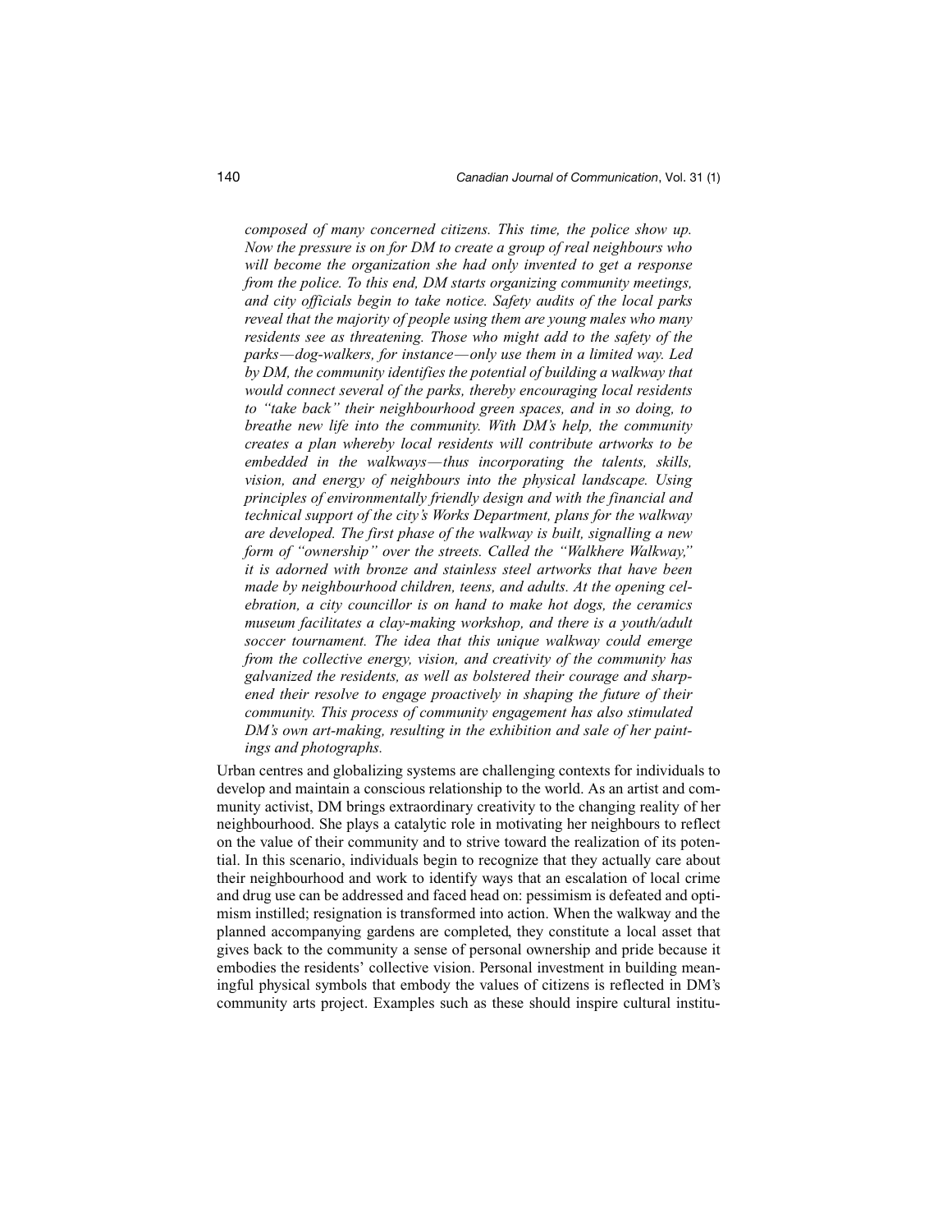*composed of many concerned citizens. This time, the police show up. Now the pressure is on for DM to create a group of real neighbours who will become the organization she had only invented to get a response from the police. To this end, DM starts organizing community meetings, and city officials begin to take notice. Safety audits of the local parks reveal that the majority of people using them are young males who many residents see as threatening. Those who might add to the safety of the parks—dog-walkers, for instance—only use them in a limited way. Led by DM, the community identifies the potential of building a walkway that would connect several of the parks, thereby encouraging local residents to "take back" their neighbourhood green spaces, and in so doing, to breathe new life into the community. With DM's help, the community creates a plan whereby local residents will contribute artworks to be embedded in the walkways—thus incorporating the talents, skills, vision, and energy of neighbours into the physical landscape. Using principles of environmentally friendly design and with the financial and technical support of the city's Works Department, plans for the walkway are developed. The first phase of the walkway is built, signalling a new form of "ownership" over the streets. Called the "Walkhere Walkway," it is adorned with bronze and stainless steel artworks that have been made by neighbourhood children, teens, and adults. At the opening celebration, a city councillor is on hand to make hot dogs, the ceramics museum facilitates a clay-making workshop, and there is a youth/adult soccer tournament. The idea that this unique walkway could emerge from the collective energy, vision, and creativity of the community has galvanized the residents, as well as bolstered their courage and sharpened their resolve to engage proactively in shaping the future of their community. This process of community engagement has also stimulated DM's own art-making, resulting in the exhibition and sale of her paintings and photographs.*

Urban centres and globalizing systems are challenging contexts for individuals to develop and maintain a conscious relationship to the world. As an artist and community activist, DM brings extraordinary creativity to the changing reality of her neighbourhood. She plays a catalytic role in motivating her neighbours to reflect on the value of their community and to strive toward the realization of its potential. In this scenario, individuals begin to recognize that they actually care about their neighbourhood and work to identify ways that an escalation of local crime and drug use can be addressed and faced head on: pessimism is defeated and optimism instilled; resignation is transformed into action. When the walkway and the planned accompanying gardens are completed, they constitute a local asset that gives back to the community a sense of personal ownership and pride because it embodies the residents' collective vision. Personal investment in building meaningful physical symbols that embody the values of citizens is reflected in DM's community arts project. Examples such as these should inspire cultural institu-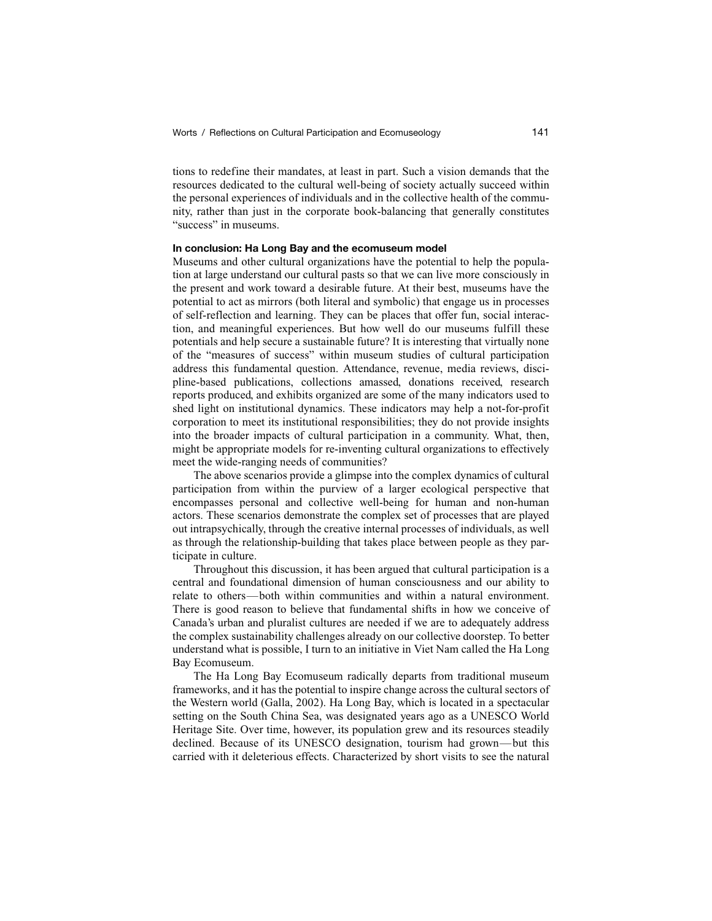tions to redefine their mandates, at least in part. Such a vision demands that the resources dedicated to the cultural well-being of society actually succeed within the personal experiences of individuals and in the collective health of the community, rather than just in the corporate book-balancing that generally constitutes "success" in museums.

### In conclusion: Ha Long Bay and the ecomuseum model

Museums and other cultural organizations have the potential to help the population at large understand our cultural pasts so that we can live more consciously in the present and work toward a desirable future. At their best, museums have the potential to act as mirrors (both literal and symbolic) that engage us in processes of self-reflection and learning. They can be places that offer fun, social interaction, and meaningful experiences. But how well do our museums fulfill these potentials and help secure a sustainable future? It is interesting that virtually none of the "measures of success" within museum studies of cultural participation address this fundamental question. Attendance, revenue, media reviews, discipline-based publications, collections amassed, donations received, research reports produced, and exhibits organized are some of the many indicators used to shed light on institutional dynamics. These indicators may help a not-for-profit corporation to meet its institutional responsibilities; they do not provide insights into the broader impacts of cultural participation in a community. What, then, might be appropriate models for re-inventing cultural organizations to effectively meet the wide-ranging needs of communities?

The above scenarios provide a glimpse into the complex dynamics of cultural participation from within the purview of a larger ecological perspective that encompasses personal and collective well-being for human and non-human actors. These scenarios demonstrate the complex set of processes that are played out intrapsychically, through the creative internal processes of individuals, as well as through the relationship-building that takes place between people as they participate in culture.

Throughout this discussion, it has been argued that cultural participation is a central and foundational dimension of human consciousness and our ability to relate to others—both within communities and within a natural environment. There is good reason to believe that fundamental shifts in how we conceive of Canada's urban and pluralist cultures are needed if we are to adequately address the complex sustainability challenges already on our collective doorstep. To better understand what is possible, I turn to an initiative in Viet Nam called the Ha Long Bay Ecomuseum.

The Ha Long Bay Ecomuseum radically departs from traditional museum frameworks, and it has the potential to inspire change across the cultural sectors of the Western world (Galla, 2002). Ha Long Bay, which is located in a spectacular setting on the South China Sea, was designated years ago as a UNESCO World Heritage Site. Over time, however, its population grew and its resources steadily declined. Because of its UNESCO designation, tourism had grown—but this carried with it deleterious effects. Characterized by short visits to see the natural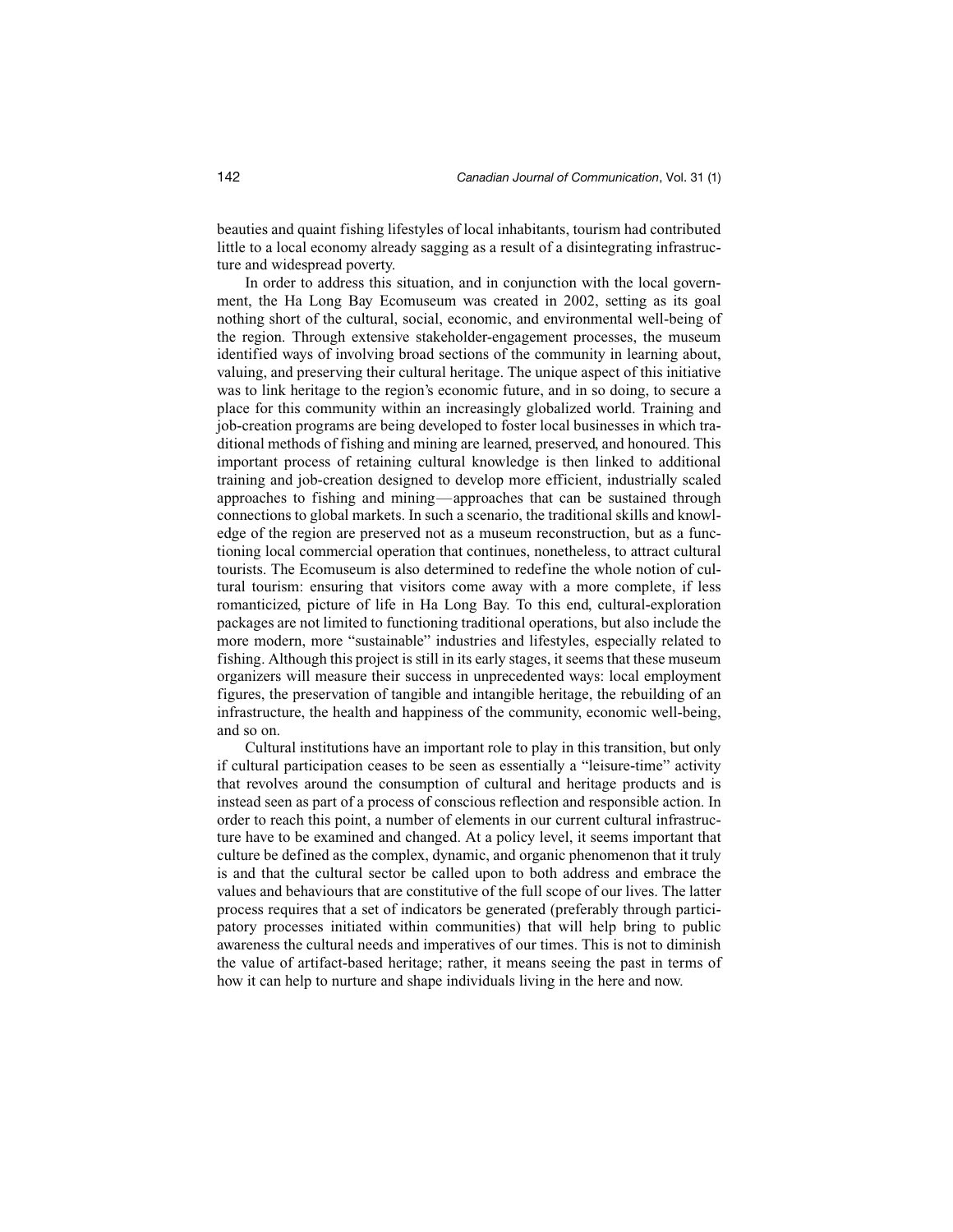beauties and quaint fishing lifestyles of local inhabitants, tourism had contributed little to a local economy already sagging as a result of a disintegrating infrastructure and widespread poverty.

In order to address this situation, and in conjunction with the local government, the Ha Long Bay Ecomuseum was created in 2002, setting as its goal nothing short of the cultural, social, economic, and environmental well-being of the region. Through extensive stakeholder-engagement processes, the museum identified ways of involving broad sections of the community in learning about, valuing, and preserving their cultural heritage. The unique aspect of this initiative was to link heritage to the region's economic future, and in so doing, to secure a place for this community within an increasingly globalized world. Training and job-creation programs are being developed to foster local businesses in which traditional methods of fishing and mining are learned, preserved, and honoured. This important process of retaining cultural knowledge is then linked to additional training and job-creation designed to develop more efficient, industrially scaled approaches to fishing and mining—approaches that can be sustained through connections to global markets. In such a scenario, the traditional skills and knowledge of the region are preserved not as a museum reconstruction, but as a functioning local commercial operation that continues, nonetheless, to attract cultural tourists. The Ecomuseum is also determined to redefine the whole notion of cultural tourism: ensuring that visitors come away with a more complete, if less romanticized, picture of life in Ha Long Bay. To this end, cultural-exploration packages are not limited to functioning traditional operations, but also include the more modern, more "sustainable" industries and lifestyles, especially related to fishing. Although this project is still in its early stages, it seems that these museum organizers will measure their success in unprecedented ways: local employment figures, the preservation of tangible and intangible heritage, the rebuilding of an infrastructure, the health and happiness of the community, economic well-being, and so on.

Cultural institutions have an important role to play in this transition, but only if cultural participation ceases to be seen as essentially a "leisure-time" activity that revolves around the consumption of cultural and heritage products and is instead seen as part of a process of conscious reflection and responsible action. In order to reach this point, a number of elements in our current cultural infrastructure have to be examined and changed. At a policy level, it seems important that culture be defined as the complex, dynamic, and organic phenomenon that it truly is and that the cultural sector be called upon to both address and embrace the values and behaviours that are constitutive of the full scope of our lives. The latter process requires that a set of indicators be generated (preferably through participatory processes initiated within communities) that will help bring to public awareness the cultural needs and imperatives of our times. This is not to diminish the value of artifact-based heritage; rather, it means seeing the past in terms of how it can help to nurture and shape individuals living in the here and now.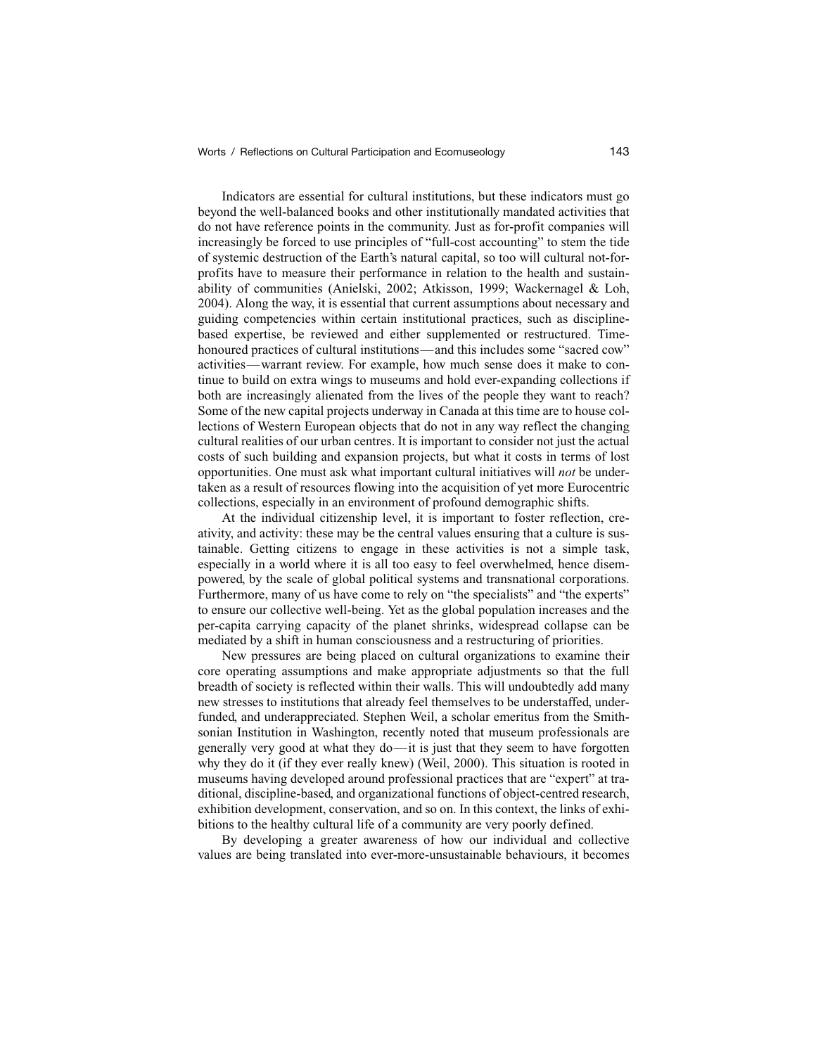Indicators are essential for cultural institutions, but these indicators must go beyond the well-balanced books and other institutionally mandated activities that do not have reference points in the community. Just as for-profit companies will increasingly be forced to use principles of "full-cost accounting" to stem the tide of systemic destruction of the Earth's natural capital, so too will cultural not-for-profits have to measure their performance in relation to the health and sustainability of communities (Anielski, 2002; Atkisson, 1999; Wackernagel & Loh, 2004). Along the way, it is essential that current assumptions about necessary and guiding competencies within certain institutional practices, such as discipline-based expertise, be reviewed and either supplemented or restructured. Time-honoured practices of cultural institutions—and this includes some "sacred cow" activities—warrant review. For example, how much sense does it make to continue to build on extra wings to museums and hold ever-expanding collections if both are increasingly alienated from the lives of the people they want to reach? Some of the new capital projects underway in Canada at this time are to house collections of Western European objects that do not in any way reflect the changing cultural realities of our urban centres. It is important to consider not just the actual costs of such building and expansion projects, but what it costs in terms of lost opportunities. One must ask what important cultural initiatives will *not* be undertaken as a result of resources flowing into the acquisition of yet more Eurocentric collections, especially in an environment of profound demographic shifts.

At the individual citizenship level, it is important to foster reflection, creativity, and activity: these may be the central values ensuring that a culture is sustainable. Getting citizens to engage in these activities is not a simple task, especially in a world where it is all too easy to feel overwhelmed, hence disempowered, by the scale of global political systems and transnational corporations. Furthermore, many of us have come to rely on "the specialists" and "the experts" to ensure our collective well-being. Yet as the global population increases and the per-capita carrying capacity of the planet shrinks, widespread collapse can be mediated by a shift in human consciousness and a restructuring of priorities.

New pressures are being placed on cultural organizations to examine their core operating assumptions and make appropriate adjustments so that the full breadth of society is reflected within their walls. This will undoubtedly add many new stresses to institutions that already feel themselves to be understaffed, underfunded, and underappreciated. Stephen Weil, a scholar emeritus from the Smithsonian Institution in Washington, recently noted that museum professionals are generally very good at what they do—it is just that they seem to have forgotten why they do it (if they ever really knew) (Weil, 2000). This situation is rooted in museums having developed around professional practices that are "expert" at traditional, discipline-based, and organizational functions of object-centred research, exhibition development, conservation, and so on. In this context, the links of exhibitions to the healthy cultural life of a community are very poorly defined.

By developing a greater awareness of how our individual and collective values are being translated into ever-more-unsustainable behaviours, it becomes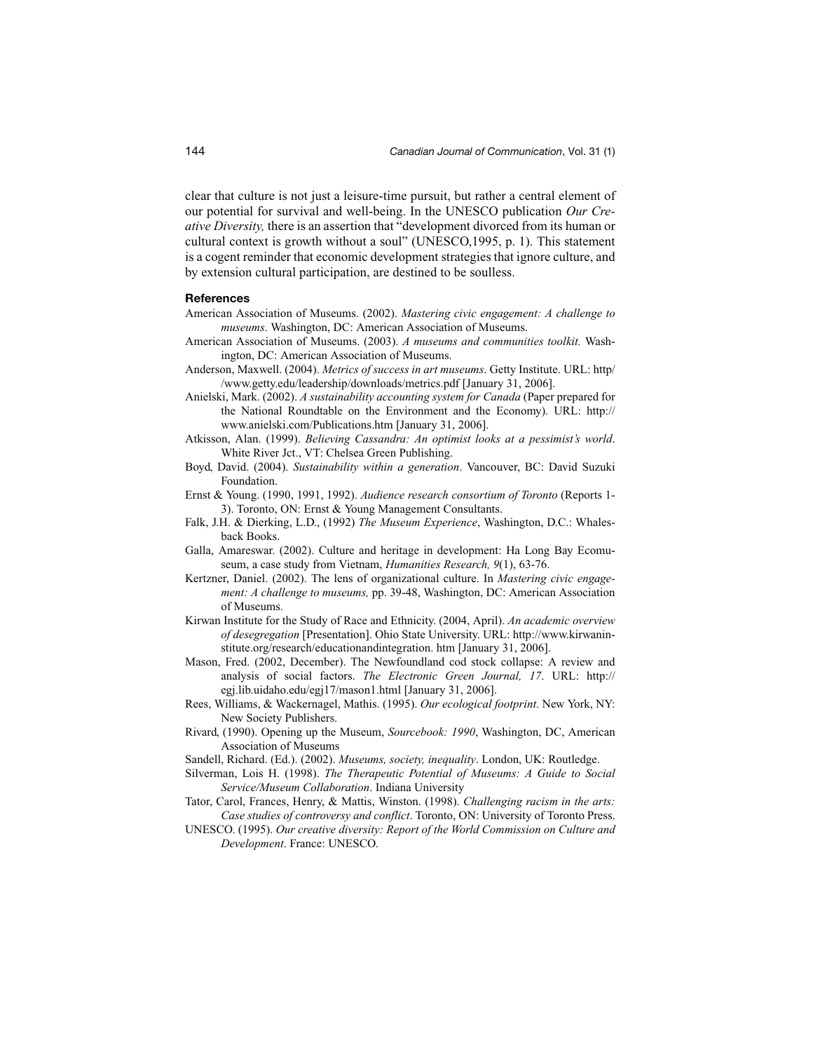clear that culture is not just a leisure-time pursuit, but rather a central element of our potential for survival and well-being. In the UNESCO publication *Our Creative Diversity,* there is an assertion that "development divorced from its human or cultural context is growth without a soul" (UNESCO,1995, p. 1). This statement is a cogent reminder that economic development strategies that ignore culture, and by extension cultural participation, are destined to be soulless.

**References**

American Association of Museums. (2002). *Mastering civic engagement: A challenge to museums*. Washington, DC: American Association of Museums.

American Association of Museums. (2003). *A museums and communities toolkit.* Washington, DC: American Association of Museums.

Anderson, Maxwell. (2004). *Metrics of success in art museums*. Getty Institute. URL: http//www.getty.edu/leadership/downloads/metrics.pdf [January 31, 2006].

Anielski, Mark. (2002). *A sustainability accounting system for Canada* (Paper prepared for the National Roundtable on the Environment and the Economy). URL: http://www.anielski.com/Publications.htm [January 31, 2006].

Atkisson, Alan. (1999). *Believing Cassandra: An optimist looks at a pessimist's world*. White River Jct., VT: Chelsea Green Publishing.

Boyd, David. (2004). *Sustainability within a generation*. Vancouver, BC: David Suzuki Foundation.

Ernst & Young. (1990, 1991, 1992). *Audience research consortium of Toronto* (Reports 1-3). Toronto, ON: Ernst & Young Management Consultants.

Falk, J.H. & Dierking, L.D., (1992) *The Museum Experience*, Washington, D.C.: Whalesback Books.

Galla, Amareswar. (2002). Culture and heritage in development: Ha Long Bay Ecomuseum, a case study from Vietnam, *Humanities Research, 9*(1), 63-76.

Kertzner, Daniel. (2002). The lens of organizational culture. In *Mastering civic engagement: A challenge to museums,* pp. 39-48, Washington, DC: American Association of Museums.

Kirwan Institute for the Study of Race and Ethnicity. (2004, April). *An academic overview of desegregation* [Presentation]. Ohio State University. URL: http://www.kirwaninstitute.org/research/educationandintegration. htm [January 31, 2006].

Mason, Fred. (2002, December). The Newfoundland cod stock collapse: A review and analysis of social factors. *The Electronic Green Journal, 17*. URL: http://egj.lib.uidaho.edu/egj17/mason1.html [January 31, 2006].

Rees, Williams, & Wackernagel, Mathis. (1995). *Our ecological footprint*. New York, NY: New Society Publishers.

Rivard, (1990). Opening up the Museum, *Sourcebook: 1990*, Washington, DC, American Association of Museums

Sandell, Richard. (Ed.). (2002). *Museums, society, inequality*. London, UK: Routledge.

Silverman, Lois H. (1998). *The Therapeutic Potential of Museums: A Guide to Social Service/Museum Collaboration*. Indiana University

Tator, Carol, Frances, Henry, & Mattis, Winston. (1998). *Challenging racism in the arts: Case studies of controversy and conflict*. Toronto, ON: University of Toronto Press.

UNESCO. (1995). *Our creative diversity: Report of the World Commission on Culture and Development*. France: UNESCO.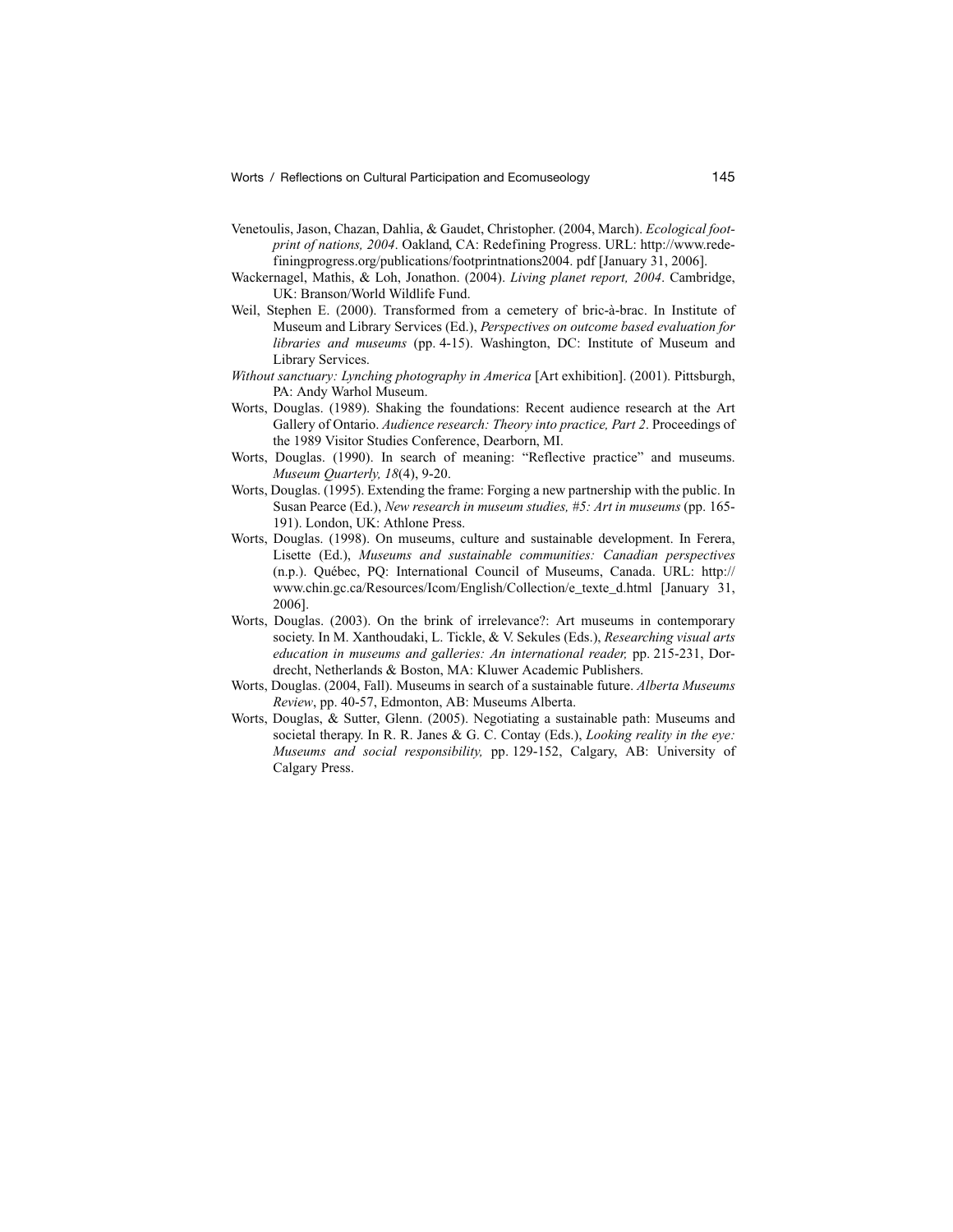Venetoulis, Jason, Chazan, Dahlia, & Gaudet, Christopher. (2004, March). *Ecological footprint of nations, 2004*. Oakland, CA: Redefining Progress. URL: http://www.redefiningprogress.org/publications/footprintnations2004. pdf [January 31, 2006].

Wackernagel, Mathis, & Loh, Jonathon. (2004). *Living planet report, 2004*. Cambridge, UK: Branson/World Wildlife Fund.

Weil, Stephen E. (2000). Transformed from a cemetery of bric-à-brac. In Institute of Museum and Library Services (Ed.), *Perspectives on outcome based evaluation for libraries and museums* (pp. 4-15). Washington, DC: Institute of Museum and Library Services.

*Without sanctuary: Lynching photography in America* [Art exhibition]. (2001). Pittsburgh, PA: Andy Warhol Museum.

Worts, Douglas. (1989). Shaking the foundations: Recent audience research at the Art Gallery of Ontario. *Audience research: Theory into practice, Part 2*. Proceedings of the 1989 Visitor Studies Conference, Dearborn, MI.

Worts, Douglas. (1990). In search of meaning: "Reflective practice" and museums. *Museum Quarterly, 18*(4), 9-20.

Worts, Douglas. (1995). Extending the frame: Forging a new partnership with the public. In Susan Pearce (Ed.), *New research in museum studies, #5: Art in museums* (pp. 165-191). London, UK: Athlone Press.

Worts, Douglas. (1998). On museums, culture and sustainable development. In Ferera, Lisette (Ed.), *Museums and sustainable communities: Canadian perspectives* (n.p.). Québec, PQ: International Council of Museums, Canada. URL: http://www.chin.gc.ca/Resources/Icom/English/Collection/e_texte_d.html [January 31, 2006].

Worts, Douglas. (2003). On the brink of irrelevance?: Art museums in contemporary society. In M. Xanthoudaki, L. Tickle, & V. Sekules (Eds.), *Researching visual arts education in museums and galleries: An international reader,* pp. 215-231, Dordrecht, Netherlands & Boston, MA: Kluwer Academic Publishers.

Worts, Douglas. (2004, Fall). Museums in search of a sustainable future. *Alberta Museums Review*, pp. 40-57, Edmonton, AB: Museums Alberta.

Worts, Douglas, & Sutter, Glenn. (2005). Negotiating a sustainable path: Museums and societal therapy. In R. R. Janes & G. C. Contay (Eds.), *Looking reality in the eye: Museums and social responsibility,* pp. 129-152, Calgary, AB: University of Calgary Press.